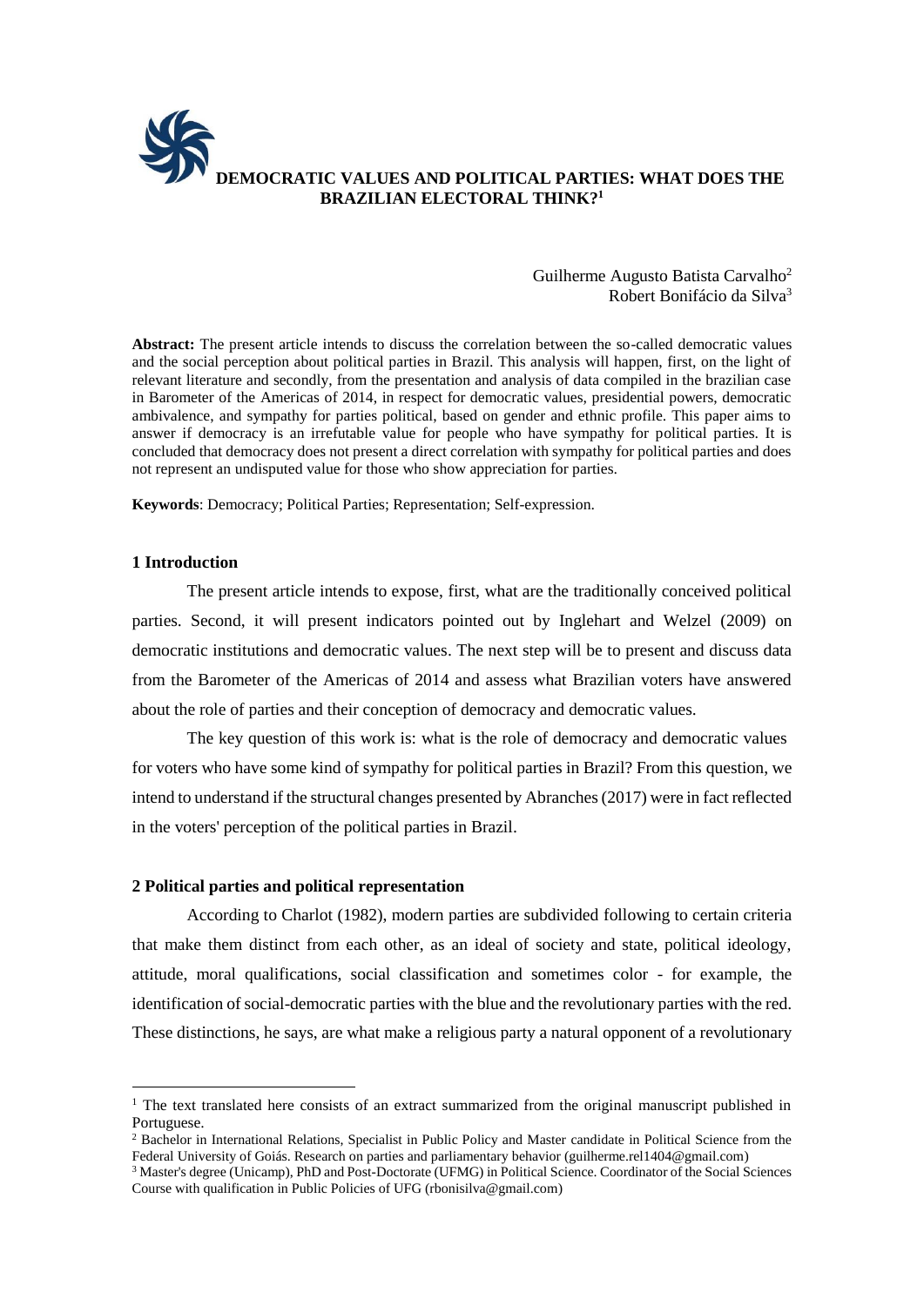# DEMOCRATIC VALUES AND POLITICAL PARTIES: WHAT DOES THE BRAZILIAN ELECTORAL THINK?[1]

Guilherme Augusto Batista Carvalho[2]
Robert Bonifácio da Silva[3]

**Abstract:** The present article intends to discuss the correlation between the so-called democratic values and the social perception about political parties in Brazil. This analysis will happen, first, on the light of relevant literature and secondly, from the presentation and analysis of data compiled in the brazilian case in Barometer of the Americas of 2014, in respect for democratic values, presidential powers, democratic ambivalence, and sympathy for parties political, based on gender and ethnic profile. This paper aims to answer if democracy is an irrefutable value for people who have sympathy for political parties. It is concluded that democracy does not present a direct correlation with sympathy for political parties and does not represent an undisputed value for those who show appreciation for parties.

**Keywords**: Democracy; Political Parties; Representation; Self-expression.

## 1 Introduction

The present article intends to expose, first, what are the traditionally conceived political parties. Second, it will present indicators pointed out by Inglehart and Welzel (2009) on democratic institutions and democratic values. The next step will be to present and discuss data from the Barometer of the Americas of 2014 and assess what Brazilian voters have answered about the role of parties and their conception of democracy and democratic values.

The key question of this work is: what is the role of democracy and democratic values for voters who have some kind of sympathy for political parties in Brazil? From this question, we intend to understand if the structural changes presented by Abranches (2017) were in fact reflected in the voters' perception of the political parties in Brazil.

## 2 Political parties and political representation

According to Charlot (1982), modern parties are subdivided following to certain criteria that make them distinct from each other, as an ideal of society and state, political ideology, attitude, moral qualifications, social classification and sometimes color - for example, the identification of social-democratic parties with the blue and the revolutionary parties with the red. These distinctions, he says, are what make a religious party a natural opponent of a revolutionary

---

[1] The text translated here consists of an extract summarized from the original manuscript published in Portuguese.

[2] Bachelor in International Relations, Specialist in Public Policy and Master candidate in Political Science from the Federal University of Goiás. Research on parties and parliamentary behavior (guilherme.rel1404@gmail.com)

[3] Master's degree (Unicamp), PhD and Post-Doctorate (UFMG) in Political Science. Coordinator of the Social Sciences Course with qualification in Public Policies of UFG (rbonisilva@gmail.com)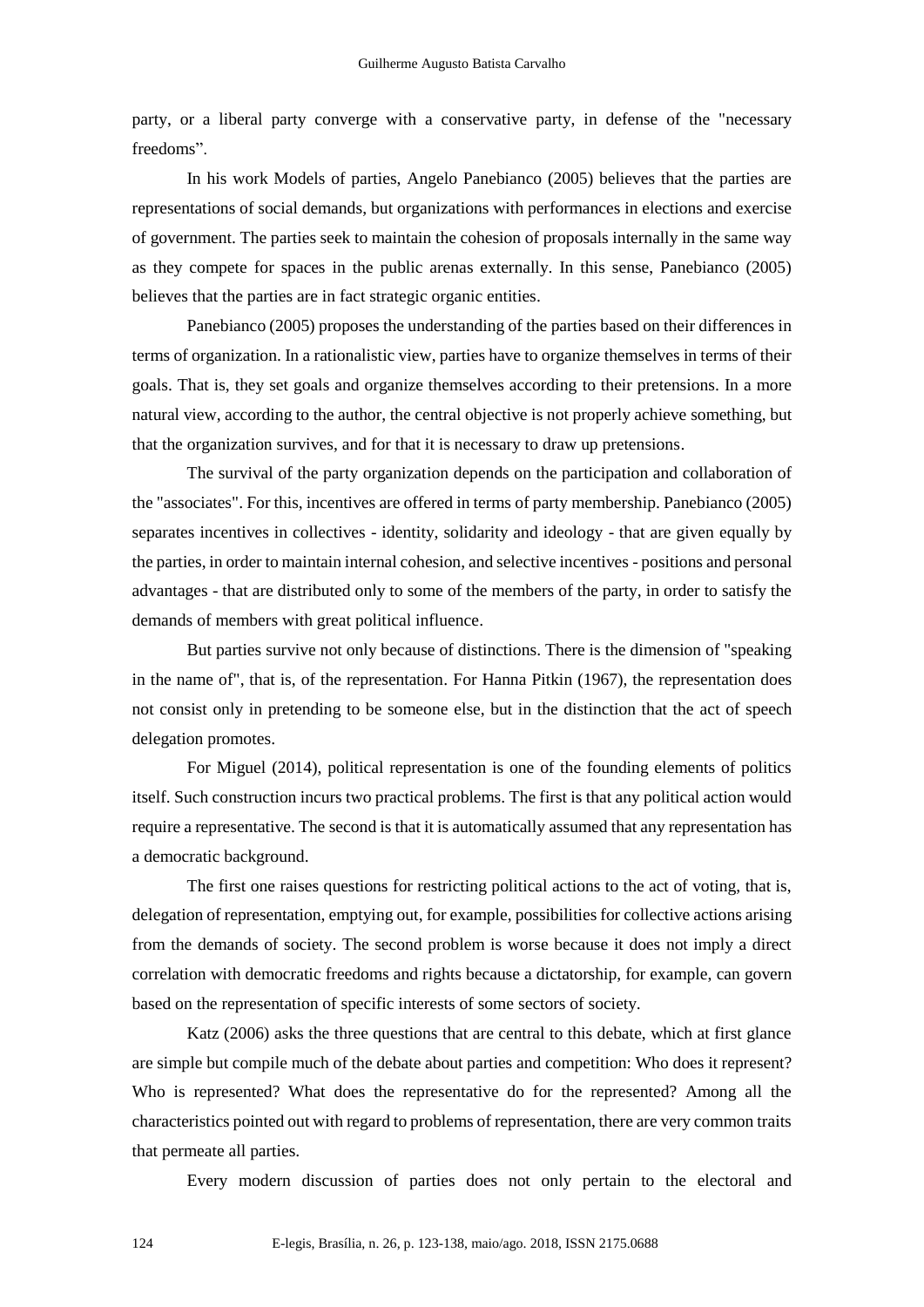party, or a liberal party converge with a conservative party, in defense of the "necessary freedoms".

In his work Models of parties, Angelo Panebianco (2005) believes that the parties are representations of social demands, but organizations with performances in elections and exercise of government. The parties seek to maintain the cohesion of proposals internally in the same way as they compete for spaces in the public arenas externally. In this sense, Panebianco (2005) believes that the parties are in fact strategic organic entities.

Panebianco (2005) proposes the understanding of the parties based on their differences in terms of organization. In a rationalistic view, parties have to organize themselves in terms of their goals. That is, they set goals and organize themselves according to their pretensions. In a more natural view, according to the author, the central objective is not properly achieve something, but that the organization survives, and for that it is necessary to draw up pretensions.

The survival of the party organization depends on the participation and collaboration of the "associates". For this, incentives are offered in terms of party membership. Panebianco (2005) separates incentives in collectives - identity, solidarity and ideology - that are given equally by the parties, in order to maintain internal cohesion, and selective incentives - positions and personal advantages - that are distributed only to some of the members of the party, in order to satisfy the demands of members with great political influence.

But parties survive not only because of distinctions. There is the dimension of "speaking in the name of", that is, of the representation. For Hanna Pitkin (1967), the representation does not consist only in pretending to be someone else, but in the distinction that the act of speech delegation promotes.

For Miguel (2014), political representation is one of the founding elements of politics itself. Such construction incurs two practical problems. The first is that any political action would require a representative. The second is that it is automatically assumed that any representation has a democratic background.

The first one raises questions for restricting political actions to the act of voting, that is, delegation of representation, emptying out, for example, possibilities for collective actions arising from the demands of society. The second problem is worse because it does not imply a direct correlation with democratic freedoms and rights because a dictatorship, for example, can govern based on the representation of specific interests of some sectors of society.

Katz (2006) asks the three questions that are central to this debate, which at first glance are simple but compile much of the debate about parties and competition: Who does it represent? Who is represented? What does the representative do for the represented? Among all the characteristics pointed out with regard to problems of representation, there are very common traits that permeate all parties.

Every modern discussion of parties does not only pertain to the electoral and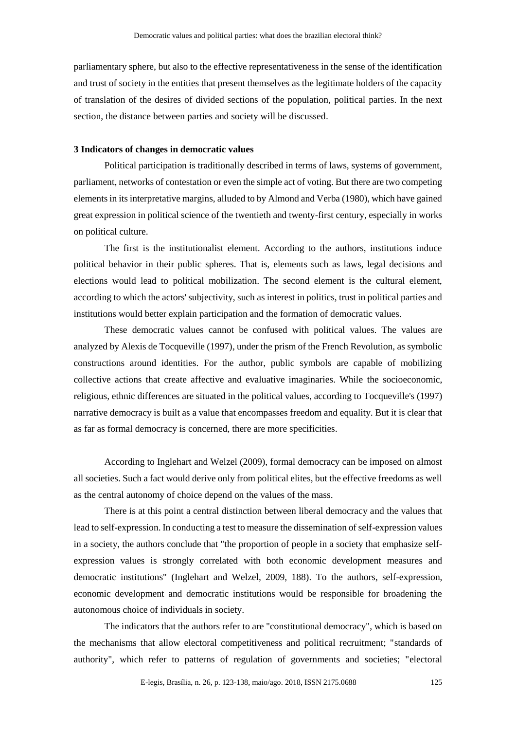parliamentary sphere, but also to the effective representativeness in the sense of the identification and trust of society in the entities that present themselves as the legitimate holders of the capacity of translation of the desires of divided sections of the population, political parties. In the next section, the distance between parties and society will be discussed.

## 3 Indicators of changes in democratic values

Political participation is traditionally described in terms of laws, systems of government, parliament, networks of contestation or even the simple act of voting. But there are two competing elements in its interpretative margins, alluded to by Almond and Verba (1980), which have gained great expression in political science of the twentieth and twenty-first century, especially in works on political culture.

The first is the institutionalist element. According to the authors, institutions induce political behavior in their public spheres. That is, elements such as laws, legal decisions and elections would lead to political mobilization. The second element is the cultural element, according to which the actors' subjectivity, such as interest in politics, trust in political parties and institutions would better explain participation and the formation of democratic values.

These democratic values cannot be confused with political values. The values are analyzed by Alexis de Tocqueville (1997), under the prism of the French Revolution, as symbolic constructions around identities. For the author, public symbols are capable of mobilizing collective actions that create affective and evaluative imaginaries. While the socioeconomic, religious, ethnic differences are situated in the political values, according to Tocqueville's (1997) narrative democracy is built as a value that encompasses freedom and equality. But it is clear that as far as formal democracy is concerned, there are more specificities.

According to Inglehart and Welzel (2009), formal democracy can be imposed on almost all societies. Such a fact would derive only from political elites, but the effective freedoms as well as the central autonomy of choice depend on the values of the mass.

There is at this point a central distinction between liberal democracy and the values that lead to self-expression. In conducting a test to measure the dissemination of self-expression values in a society, the authors conclude that "the proportion of people in a society that emphasize self-expression values is strongly correlated with both economic development measures and democratic institutions" (Inglehart and Welzel, 2009, 188). To the authors, self-expression, economic development and democratic institutions would be responsible for broadening the autonomous choice of individuals in society.

The indicators that the authors refer to are "constitutional democracy", which is based on the mechanisms that allow electoral competitiveness and political recruitment; "standards of authority", which refer to patterns of regulation of governments and societies; "electoral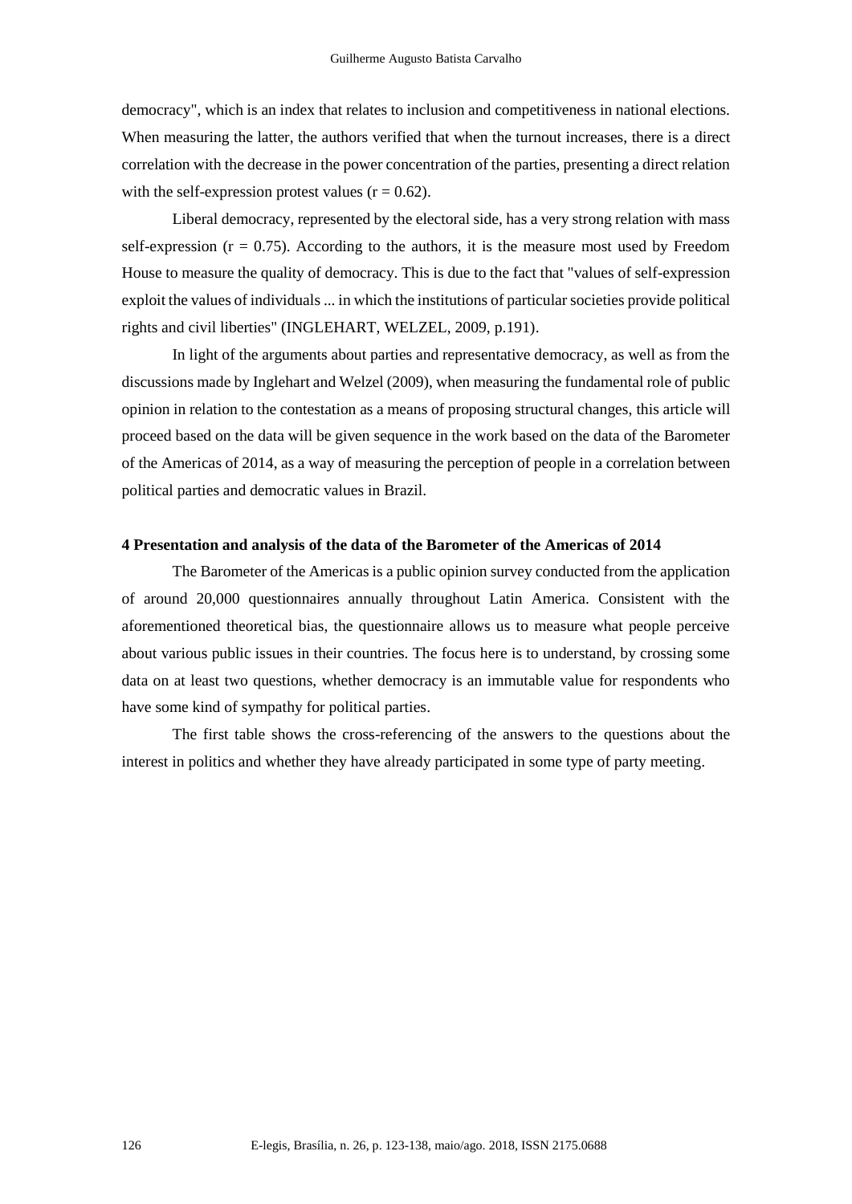democracy", which is an index that relates to inclusion and competitiveness in national elections. When measuring the latter, the authors verified that when the turnout increases, there is a direct correlation with the decrease in the power concentration of the parties, presenting a direct relation with the self-expression protest values ($r = 0.62$).

Liberal democracy, represented by the electoral side, has a very strong relation with mass self-expression ($r = 0.75$). According to the authors, it is the measure most used by Freedom House to measure the quality of democracy. This is due to the fact that "values of self-expression exploit the values of individuals ... in which the institutions of particular societies provide political rights and civil liberties" (INGLEHART, WELZEL, 2009, p.191).

In light of the arguments about parties and representative democracy, as well as from the discussions made by Inglehart and Welzel (2009), when measuring the fundamental role of public opinion in relation to the contestation as a means of proposing structural changes, this article will proceed based on the data will be given sequence in the work based on the data of the Barometer of the Americas of 2014, as a way of measuring the perception of people in a correlation between political parties and democratic values in Brazil.

## 4 Presentation and analysis of the data of the Barometer of the Americas of 2014

The Barometer of the Americas is a public opinion survey conducted from the application of around 20,000 questionnaires annually throughout Latin America. Consistent with the aforementioned theoretical bias, the questionnaire allows us to measure what people perceive about various public issues in their countries. The focus here is to understand, by crossing some data on at least two questions, whether democracy is an immutable value for respondents who have some kind of sympathy for political parties.

The first table shows the cross-referencing of the answers to the questions about the interest in politics and whether they have already participated in some type of party meeting.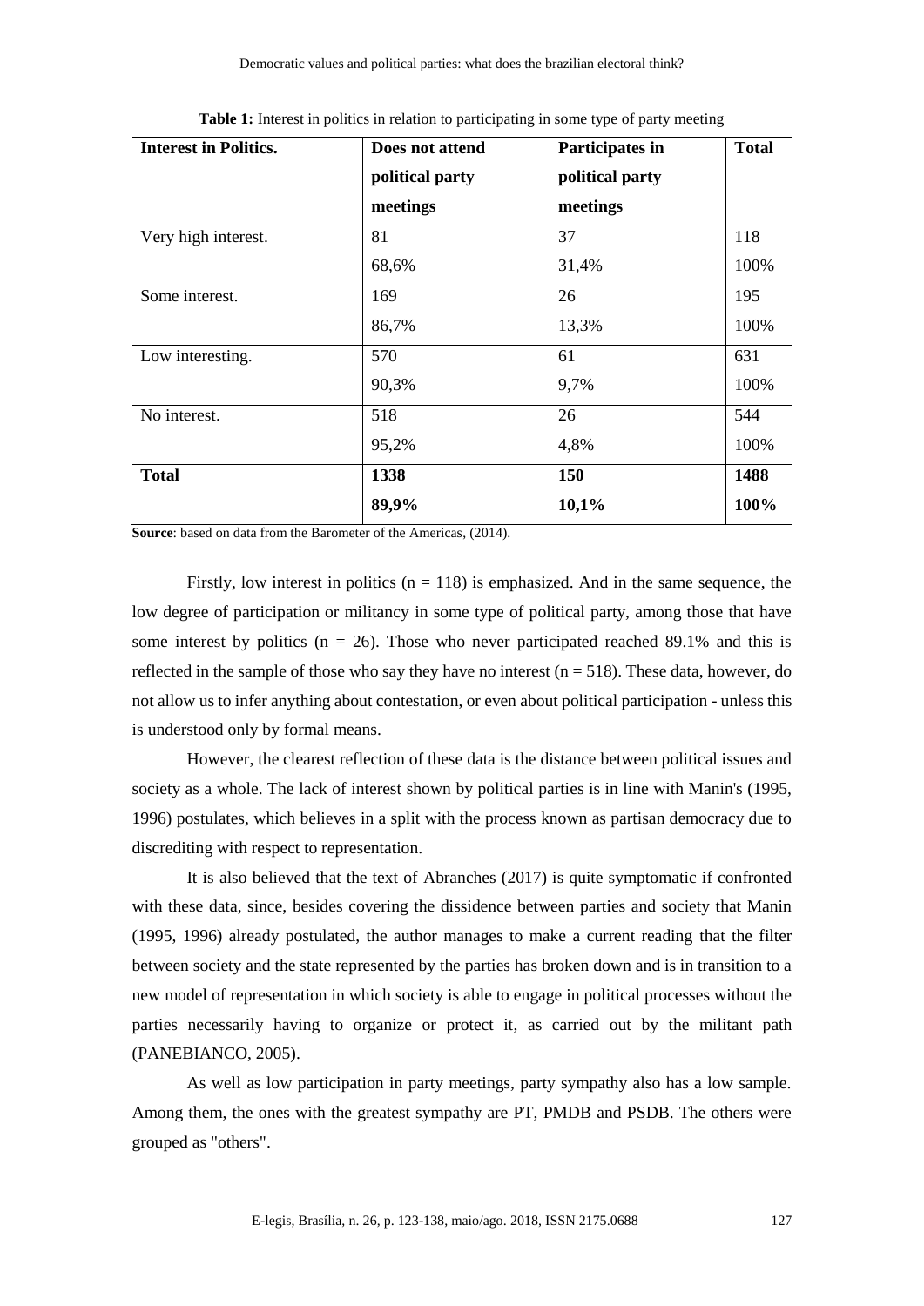**Table 1:** Interest in politics in relation to participating in some type of party meeting

| **Interest in Politics.** | **Does not attend political party meetings** | **Participates in political party meetings** | **Total** |
|---|---|---|---|
| Very high interest. | 81<br>68,6% | 37<br>31,4% | 118<br>100% |
| Some interest. | 169<br>86,7% | 26<br>13,3% | 195<br>100% |
| Low interesting. | 570<br>90,3% | 61<br>9,7% | 631<br>100% |
| No interest. | 518<br>95,2% | 26<br>4,8% | 544<br>100% |
| **Total** | **1338**<br>**89,9%** | **150**<br>**10,1%** | **1488**<br>**100%** |

**Source**: based on data from the Barometer of the Americas, (2014).

Firstly, low interest in politics (n = 118) is emphasized. And in the same sequence, the low degree of participation or militancy in some type of political party, among those that have some interest by politics (n = 26). Those who never participated reached 89.1% and this is reflected in the sample of those who say they have no interest (n = 518). These data, however, do not allow us to infer anything about contestation, or even about political participation - unless this is understood only by formal means.

However, the clearest reflection of these data is the distance between political issues and society as a whole. The lack of interest shown by political parties is in line with Manin's (1995, 1996) postulates, which believes in a split with the process known as partisan democracy due to discrediting with respect to representation.

It is also believed that the text of Abranches (2017) is quite symptomatic if confronted with these data, since, besides covering the dissidence between parties and society that Manin (1995, 1996) already postulated, the author manages to make a current reading that the filter between society and the state represented by the parties has broken down and is in transition to a new model of representation in which society is able to engage in political processes without the parties necessarily having to organize or protect it, as carried out by the militant path (PANEBIANCO, 2005).

As well as low participation in party meetings, party sympathy also has a low sample. Among them, the ones with the greatest sympathy are PT, PMDB and PSDB. The others were grouped as "others".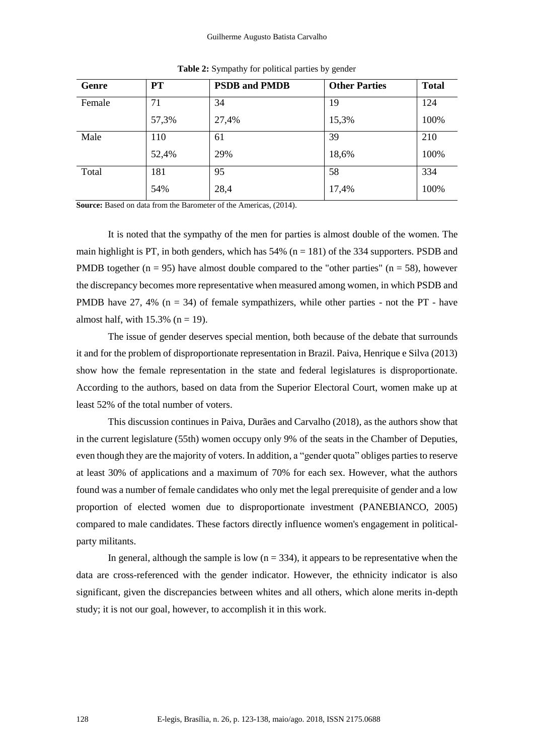**Table 2:** Sympathy for political parties by gender

| Genre | PT | PSDB and PMDB | Other Parties | Total |
|---|---|---|---|---|
| Female | 71 | 34 | 19 | 124 |
| | 57,3% | 27,4% | 15,3% | 100% |
| Male | 110 | 61 | 39 | 210 |
| | 52,4% | 29% | 18,6% | 100% |
| Total | 181 | 95 | 58 | 334 |
| | 54% | 28,4 | 17,4% | 100% |

**Source:** Based on data from the Barometer of the Americas, (2014).

It is noted that the sympathy of the men for parties is almost double of the women. The main highlight is PT, in both genders, which has 54% (n = 181) of the 334 supporters. PSDB and PMDB together (n = 95) have almost double compared to the "other parties" (n = 58), however the discrepancy becomes more representative when measured among women, in which PSDB and PMDB have 27, 4% (n = 34) of female sympathizers, while other parties - not the PT - have almost half, with 15.3% (n = 19).

The issue of gender deserves special mention, both because of the debate that surrounds it and for the problem of disproportionate representation in Brazil. Paiva, Henrique e Silva (2013) show how the female representation in the state and federal legislatures is disproportionate. According to the authors, based on data from the Superior Electoral Court, women make up at least 52% of the total number of voters.

This discussion continues in Paiva, Durães and Carvalho (2018), as the authors show that in the current legislature (55th) women occupy only 9% of the seats in the Chamber of Deputies, even though they are the majority of voters. In addition, a "gender quota" obliges parties to reserve at least 30% of applications and a maximum of 70% for each sex. However, what the authors found was a number of female candidates who only met the legal prerequisite of gender and a low proportion of elected women due to disproportionate investment (PANEBIANCO, 2005) compared to male candidates. These factors directly influence women's engagement in political-party militants.

In general, although the sample is low (n = 334), it appears to be representative when the data are cross-referenced with the gender indicator. However, the ethnicity indicator is also significant, given the discrepancies between whites and all others, which alone merits in-depth study; it is not our goal, however, to accomplish it in this work.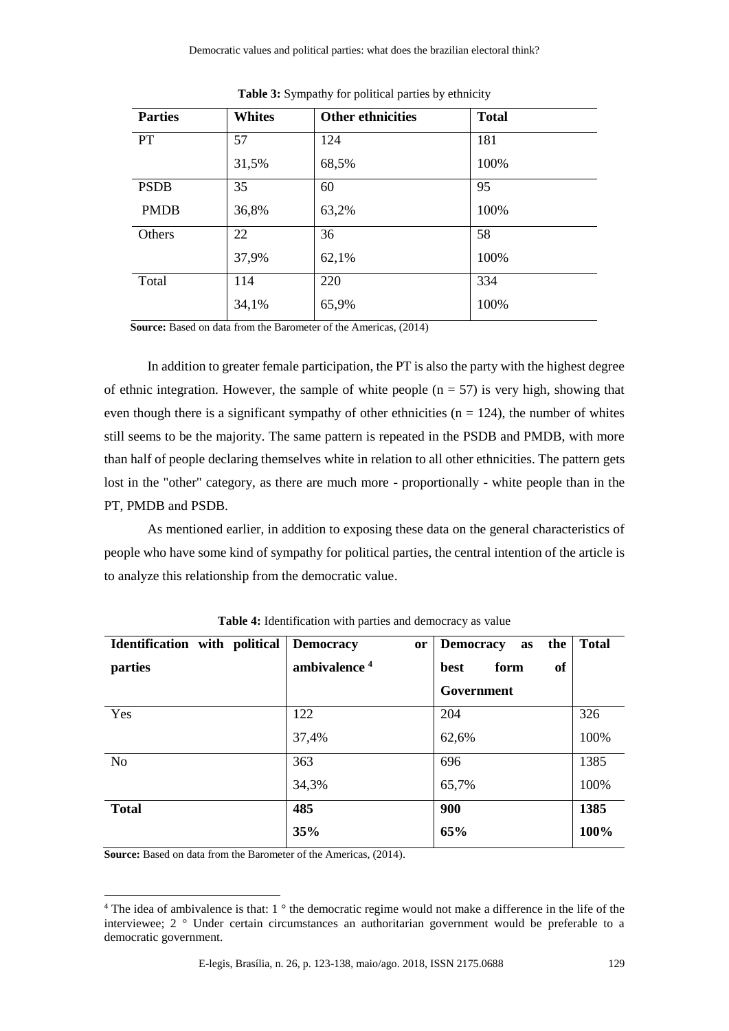**Table 3:** Sympathy for political parties by ethnicity

| Parties | Whites | Other ethnicities | Total |
|---|---|---|---|
| PT | 57 | 124 | 181 |
| | 31,5% | 68,5% | 100% |
| PSDB | 35 | 60 | 95 |
| PMDB | 36,8% | 63,2% | 100% |
| Others | 22 | 36 | 58 |
| | 37,9% | 62,1% | 100% |
| Total | 114 | 220 | 334 |
| | 34,1% | 65,9% | 100% |

**Source:** Based on data from the Barometer of the Americas, (2014)

In addition to greater female participation, the PT is also the party with the highest degree of ethnic integration. However, the sample of white people (n = 57) is very high, showing that even though there is a significant sympathy of other ethnicities (n = 124), the number of whites still seems to be the majority. The same pattern is repeated in the PSDB and PMDB, with more than half of people declaring themselves white in relation to all other ethnicities. The pattern gets lost in the "other" category, as there are much more - proportionally - white people than in the PT, PMDB and PSDB.

As mentioned earlier, in addition to exposing these data on the general characteristics of people who have some kind of sympathy for political parties, the central intention of the article is to analyze this relationship from the democratic value.

**Table 4:** Identification with parties and democracy as value

| Identification with political parties | Democracy or ambivalence [4] | Democracy as the best form of Government | Total |
|---|---|---|---|
| Yes | 122 | 204 | 326 |
| | 37,4% | 62,6% | 100% |
| No | 363 | 696 | 1385 |
| | 34,3% | 65,7% | 100% |
| **Total** | **485** | **900** | **1385** |
| | **35%** | **65%** | **100%** |

**Source:** Based on data from the Barometer of the Americas, (2014).

[4] The idea of ambivalence is that: 1 ° the democratic regime would not make a difference in the life of the interviewee; 2 ° Under certain circumstances an authoritarian government would be preferable to a democratic government.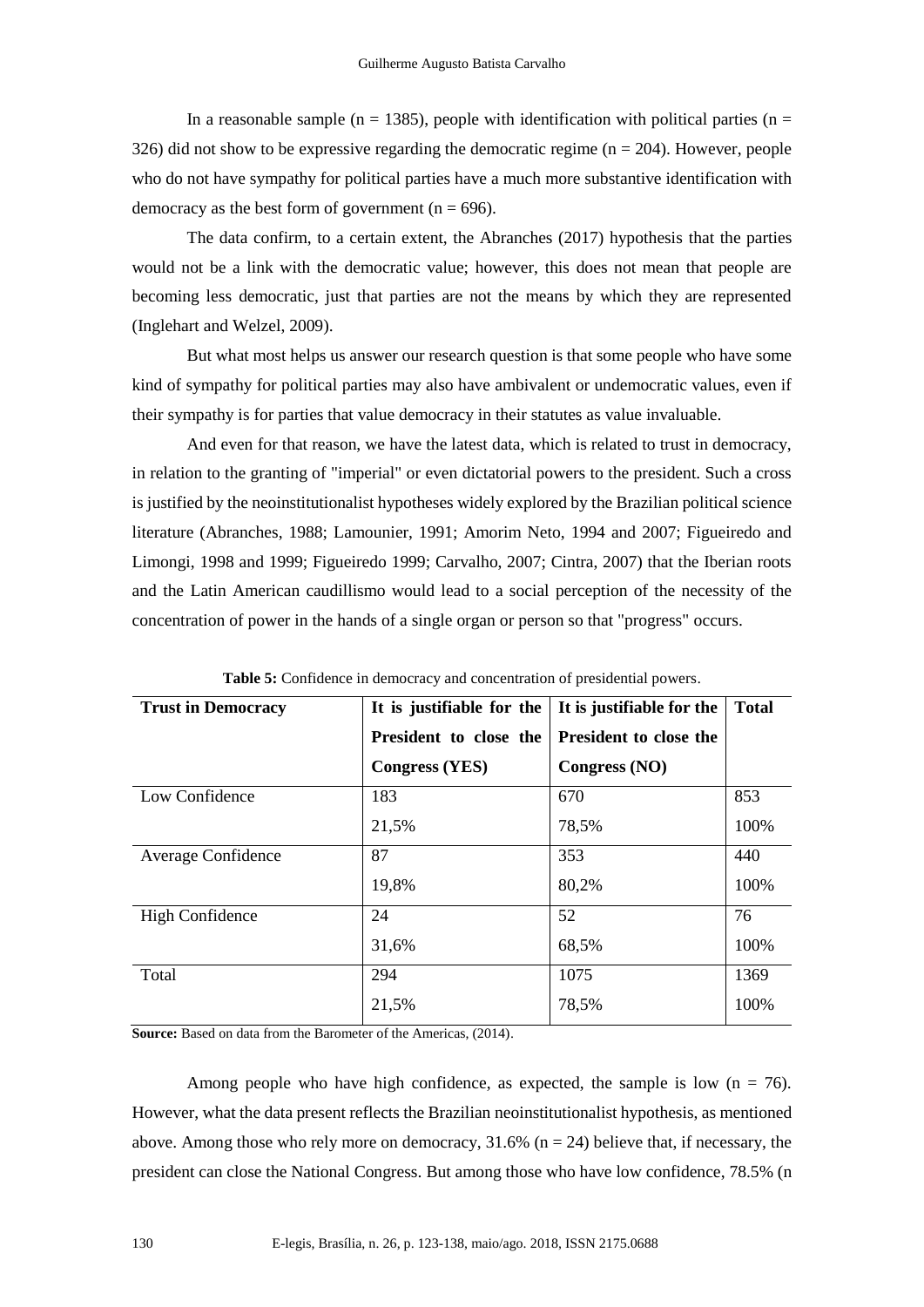In a reasonable sample (n = 1385), people with identification with political parties (n = 326) did not show to be expressive regarding the democratic regime (n = 204). However, people who do not have sympathy for political parties have a much more substantive identification with democracy as the best form of government (n = 696).

The data confirm, to a certain extent, the Abranches (2017) hypothesis that the parties would not be a link with the democratic value; however, this does not mean that people are becoming less democratic, just that parties are not the means by which they are represented (Inglehart and Welzel, 2009).

But what most helps us answer our research question is that some people who have some kind of sympathy for political parties may also have ambivalent or undemocratic values, even if their sympathy is for parties that value democracy in their statutes as value invaluable.

And even for that reason, we have the latest data, which is related to trust in democracy, in relation to the granting of "imperial" or even dictatorial powers to the president. Such a cross is justified by the neoinstitutionalist hypotheses widely explored by the Brazilian political science literature (Abranches, 1988; Lamounier, 1991; Amorim Neto, 1994 and 2007; Figueiredo and Limongi, 1998 and 1999; Figueiredo 1999; Carvalho, 2007; Cintra, 2007) that the Iberian roots and the Latin American caudillismo would lead to a social perception of the necessity of the concentration of power in the hands of a single organ or person so that "progress" occurs.

**Table 5:** Confidence in democracy and concentration of presidential powers.

| Trust in Democracy | It is justifiable for the President to close the Congress (YES) | It is justifiable for the President to close the Congress (NO) | Total |
|---|---|---|---|
| Low Confidence | 183<br>21,5% | 670<br>78,5% | 853<br>100% |
| Average Confidence | 87<br>19,8% | 353<br>80,2% | 440<br>100% |
| High Confidence | 24<br>31,6% | 52<br>68,5% | 76<br>100% |
| Total | 294<br>21,5% | 1075<br>78,5% | 1369<br>100% |

**Source:** Based on data from the Barometer of the Americas, (2014).

Among people who have high confidence, as expected, the sample is low (n = 76). However, what the data present reflects the Brazilian neoinstitutionalist hypothesis, as mentioned above. Among those who rely more on democracy, 31.6% (n = 24) believe that, if necessary, the president can close the National Congress. But among those who have low confidence, 78.5% (n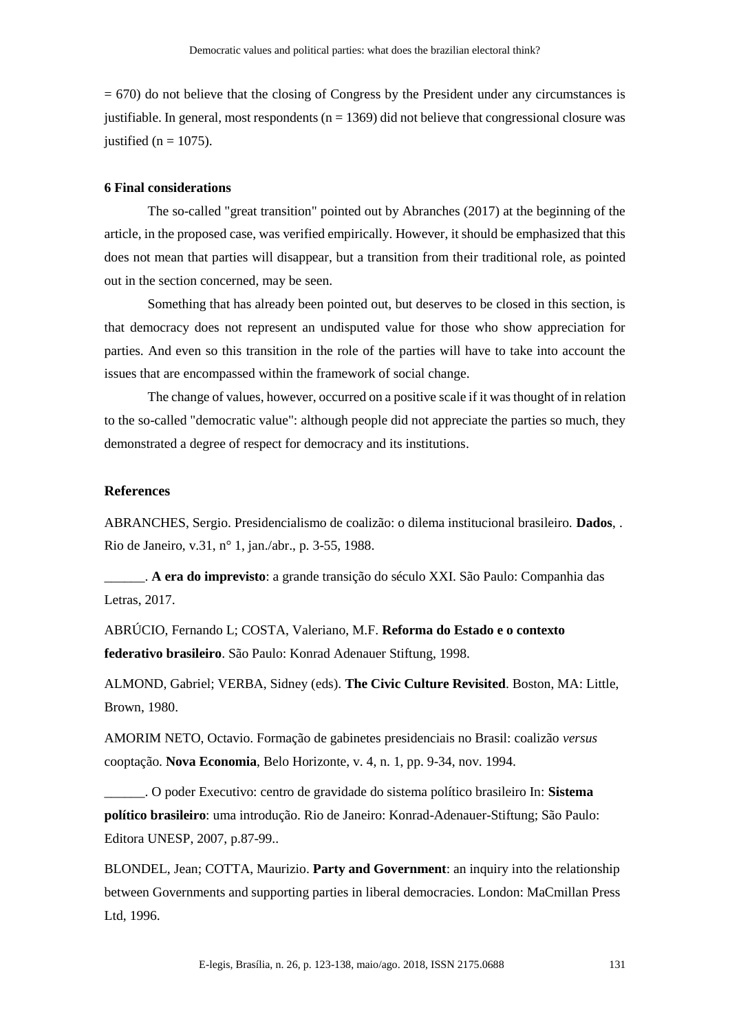= 670) do not believe that the closing of Congress by the President under any circumstances is justifiable. In general, most respondents (n = 1369) did not believe that congressional closure was justified (n = 1075).

## 6 Final considerations

The so-called "great transition" pointed out by Abranches (2017) at the beginning of the article, in the proposed case, was verified empirically. However, it should be emphasized that this does not mean that parties will disappear, but a transition from their traditional role, as pointed out in the section concerned, may be seen.

Something that has already been pointed out, but deserves to be closed in this section, is that democracy does not represent an undisputed value for those who show appreciation for parties. And even so this transition in the role of the parties will have to take into account the issues that are encompassed within the framework of social change.

The change of values, however, occurred on a positive scale if it was thought of in relation to the so-called "democratic value": although people did not appreciate the parties so much, they demonstrated a degree of respect for democracy and its institutions.

## References

ABRANCHES, Sergio. Presidencialismo de coalizão: o dilema institucional brasileiro. **Dados**, . Rio de Janeiro, v.31, n° 1, jan./abr., p. 3-55, 1988.

______. **A era do imprevisto**: a grande transição do século XXI. São Paulo: Companhia das Letras, 2017.

ABRÚCIO, Fernando L; COSTA, Valeriano, M.F. **Reforma do Estado e o contexto federativo brasileiro**. São Paulo: Konrad Adenauer Stiftung, 1998.

ALMOND, Gabriel; VERBA, Sidney (eds). **The Civic Culture Revisited**. Boston, MA: Little, Brown, 1980.

AMORIM NETO, Octavio. Formação de gabinetes presidenciais no Brasil: coalizão *versus* cooptação. **Nova Economia**, Belo Horizonte, v. 4, n. 1, pp. 9-34, nov. 1994.

______. O poder Executivo: centro de gravidade do sistema político brasileiro In: **Sistema político brasileiro**: uma introdução. Rio de Janeiro: Konrad-Adenauer-Stiftung; São Paulo: Editora UNESP, 2007, p.87-99..

BLONDEL, Jean; COTTA, Maurizio. **Party and Government**: an inquiry into the relationship between Governments and supporting parties in liberal democracies. London: MaCmillan Press Ltd, 1996.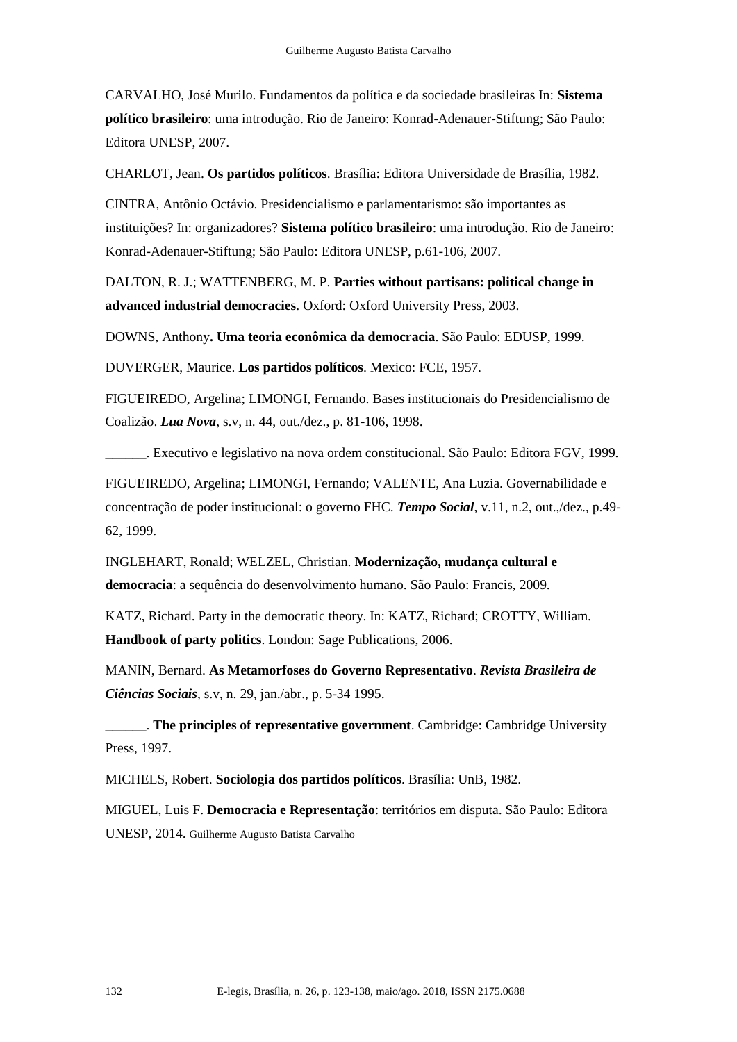CARVALHO, José Murilo. Fundamentos da política e da sociedade brasileiras In: **Sistema político brasileiro**: uma introdução. Rio de Janeiro: Konrad-Adenauer-Stiftung; São Paulo: Editora UNESP, 2007.

CHARLOT, Jean. **Os partidos políticos**. Brasília: Editora Universidade de Brasília, 1982.

CINTRA, Antônio Octávio. Presidencialismo e parlamentarismo: são importantes as instituições? In: organizadores? **Sistema político brasileiro**: uma introdução. Rio de Janeiro: Konrad-Adenauer-Stiftung; São Paulo: Editora UNESP, p.61-106, 2007.

DALTON, R. J.; WATTENBERG, M. P. **Parties without partisans: political change in advanced industrial democracies**. Oxford: Oxford University Press, 2003.

DOWNS, Anthony**. Uma teoria econômica da democracia**. São Paulo: EDUSP, 1999.

DUVERGER, Maurice. **Los partidos políticos**. Mexico: FCE, 1957.

FIGUEIREDO, Argelina; LIMONGI, Fernando. Bases institucionais do Presidencialismo de Coalizão. ***Lua Nova***, s.v, n. 44, out./dez., p. 81-106, 1998.

______. Executivo e legislativo na nova ordem constitucional. São Paulo: Editora FGV, 1999.

FIGUEIREDO, Argelina; LIMONGI, Fernando; VALENTE, Ana Luzia. Governabilidade e concentração de poder institucional: o governo FHC. ***Tempo Social***, v.11, n.2, out.,/dez., p.49-62, 1999.

INGLEHART, Ronald; WELZEL, Christian. **Modernização, mudança cultural e democracia**: a sequência do desenvolvimento humano. São Paulo: Francis, 2009.

KATZ, Richard. Party in the democratic theory. In: KATZ, Richard; CROTTY, William. **Handbook of party politics**. London: Sage Publications, 2006.

MANIN, Bernard. **As Metamorfoses do Governo Representativo**. ***Revista Brasileira de Ciências Sociais***, s.v, n. 29, jan./abr., p. 5-34 1995.

______. **The principles of representative government**. Cambridge: Cambridge University Press, 1997.

MICHELS, Robert. **Sociologia dos partidos políticos**. Brasília: UnB, 1982.

MIGUEL, Luis F. **Democracia e Representação**: territórios em disputa. São Paulo: Editora UNESP, 2014. Guilherme Augusto Batista Carvalho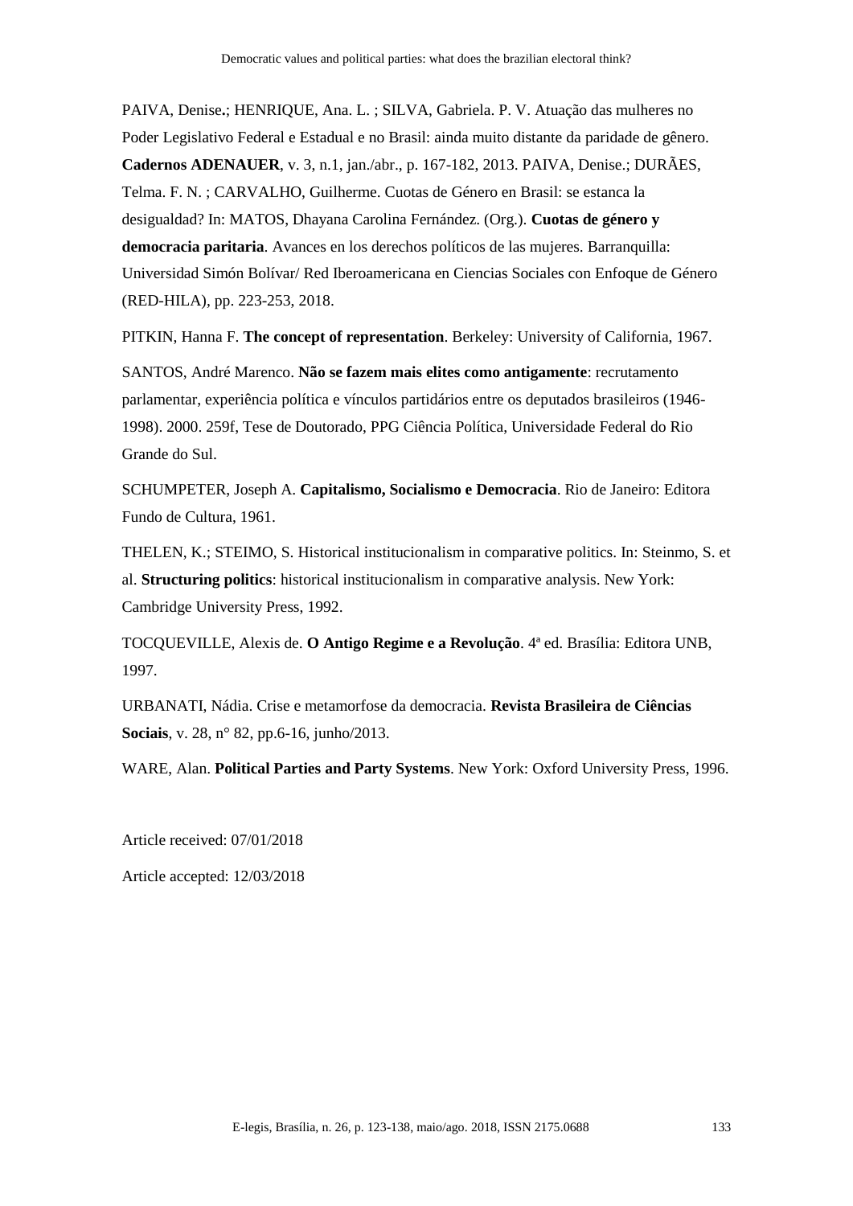PAIVA, Denise**.**; HENRIQUE, Ana. L. ; SILVA, Gabriela. P. V. Atuação das mulheres no Poder Legislativo Federal e Estadual e no Brasil: ainda muito distante da paridade de gênero. **Cadernos ADENAUER**, v. 3, n.1, jan./abr., p. 167-182, 2013. PAIVA, Denise.; DURÃES, Telma. F. N. ; CARVALHO, Guilherme. Cuotas de Género en Brasil: se estanca la desigualdad? In: MATOS, Dhayana Carolina Fernández. (Org.). **Cuotas de género y democracia paritaria**. Avances en los derechos políticos de las mujeres. Barranquilla: Universidad Simón Bolívar/ Red Iberoamericana en Ciencias Sociales con Enfoque de Género (RED-HILA), pp. 223-253, 2018.

PITKIN, Hanna F. **The concept of representation**. Berkeley: University of California, 1967.

SANTOS, André Marenco. **Não se fazem mais elites como antigamente**: recrutamento parlamentar, experiência política e vínculos partidários entre os deputados brasileiros (1946-1998). 2000. 259f, Tese de Doutorado, PPG Ciência Política, Universidade Federal do Rio Grande do Sul.

SCHUMPETER, Joseph A. **Capitalismo, Socialismo e Democracia**. Rio de Janeiro: Editora Fundo de Cultura, 1961.

THELEN, K.; STEIMO, S. Historical institucionalism in comparative politics. In: Steinmo, S. et al. **Structuring politics**: historical institucionalism in comparative analysis. New York: Cambridge University Press, 1992.

TOCQUEVILLE, Alexis de. **O Antigo Regime e a Revolução**. 4ª ed. Brasília: Editora UNB, 1997.

URBANATI, Nádia. Crise e metamorfose da democracia. **Revista Brasileira de Ciências Sociais**, v. 28, n° 82, pp.6-16, junho/2013.

WARE, Alan. **Political Parties and Party Systems**. New York: Oxford University Press, 1996.

Article received: 07/01/2018

Article accepted: 12/03/2018